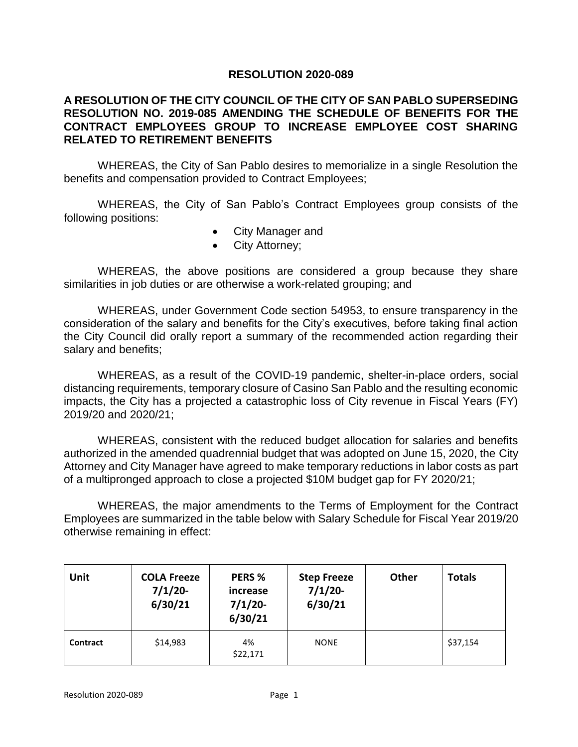# RESOLUTION 2020-089

**A RESOLUTION OF THE CITY COUNCIL OF THE CITY OF SAN PABLO SUPERSEDING RESOLUTION NO. 2019-085 AMENDING THE SCHEDULE OF BENEFITS FOR THE CONTRACT EMPLOYEES GROUP TO INCREASE EMPLOYEE COST SHARING RELATED TO RETIREMENT BENEFITS**

WHEREAS, the City of San Pablo desires to memorialize in a single Resolution the benefits and compensation provided to Contract Employees;

WHEREAS, the City of San Pablo's Contract Employees group consists of the following positions:

- City Manager and
- City Attorney;

WHEREAS, the above positions are considered a group because they share similarities in job duties or are otherwise a work-related grouping; and

WHEREAS, under Government Code section 54953, to ensure transparency in the consideration of the salary and benefits for the City's executives, before taking final action the City Council did orally report a summary of the recommended action regarding their salary and benefits;

WHEREAS, as a result of the COVID-19 pandemic, shelter-in-place orders, social distancing requirements, temporary closure of Casino San Pablo and the resulting economic impacts, the City has a projected a catastrophic loss of City revenue in Fiscal Years (FY) 2019/20 and 2020/21;

WHEREAS, consistent with the reduced budget allocation for salaries and benefits authorized in the amended quadrennial budget that was adopted on June 15, 2020, the City Attorney and City Manager have agreed to make temporary reductions in labor costs as part of a multipronged approach to close a projected $10M budget gap for FY 2020/21;

WHEREAS, the major amendments to the Terms of Employment for the Contract Employees are summarized in the table below with Salary Schedule for Fiscal Year 2019/20 otherwise remaining in effect:

| Unit | COLA Freeze 7/1/20-6/30/21 | PERS % increase 7/1/20-6/30/21 | Step Freeze 7/1/20-6/30/21 | Other | Totals |
|---|---|---|---|---|---|
| **Contract** | $14,983 | 4% $22,171 | NONE | | $37,154 |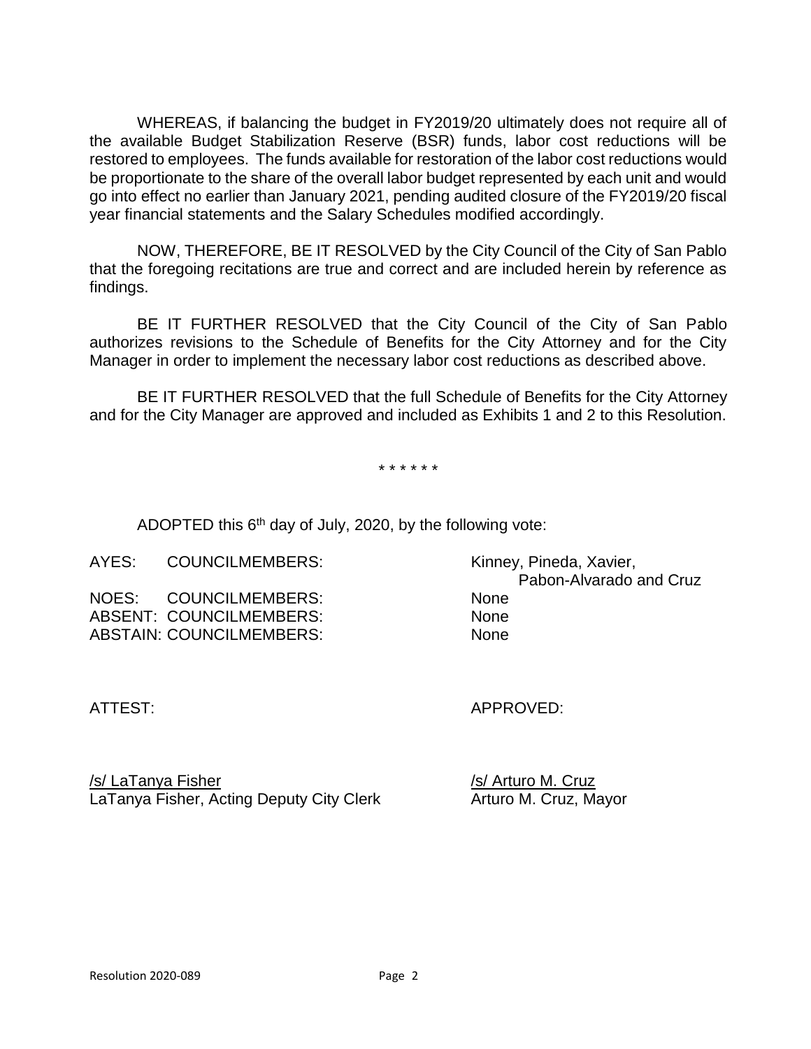WHEREAS, if balancing the budget in FY2019/20 ultimately does not require all of the available Budget Stabilization Reserve (BSR) funds, labor cost reductions will be restored to employees. The funds available for restoration of the labor cost reductions would be proportionate to the share of the overall labor budget represented by each unit and would go into effect no earlier than January 2021, pending audited closure of the FY2019/20 fiscal year financial statements and the Salary Schedules modified accordingly.

NOW, THEREFORE, BE IT RESOLVED by the City Council of the City of San Pablo that the foregoing recitations are true and correct and are included herein by reference as findings.

BE IT FURTHER RESOLVED that the City Council of the City of San Pablo authorizes revisions to the Schedule of Benefits for the City Attorney and for the City Manager in order to implement the necessary labor cost reductions as described above.

BE IT FURTHER RESOLVED that the full Schedule of Benefits for the City Attorney and for the City Manager are approved and included as Exhibits 1 and 2 to this Resolution.

\* \* \* \* \* \*

ADOPTED this 6th day of July, 2020, by the following vote:

| | | |
|---|---|---|
| AYES: | COUNCILMEMBERS: | Kinney, Pineda, Xavier, Pabon-Alvarado and Cruz |
| NOES: | COUNCILMEMBERS: | None |
| ABSENT: | COUNCILMEMBERS: | None |
| ABSTAIN: | COUNCILMEMBERS: | None |

ATTEST:

/s/ LaTanya Fisher
LaTanya Fisher, Acting Deputy City Clerk

APPROVED:

/s/ Arturo M. Cruz
Arturo M. Cruz, Mayor

Resolution 2020-089